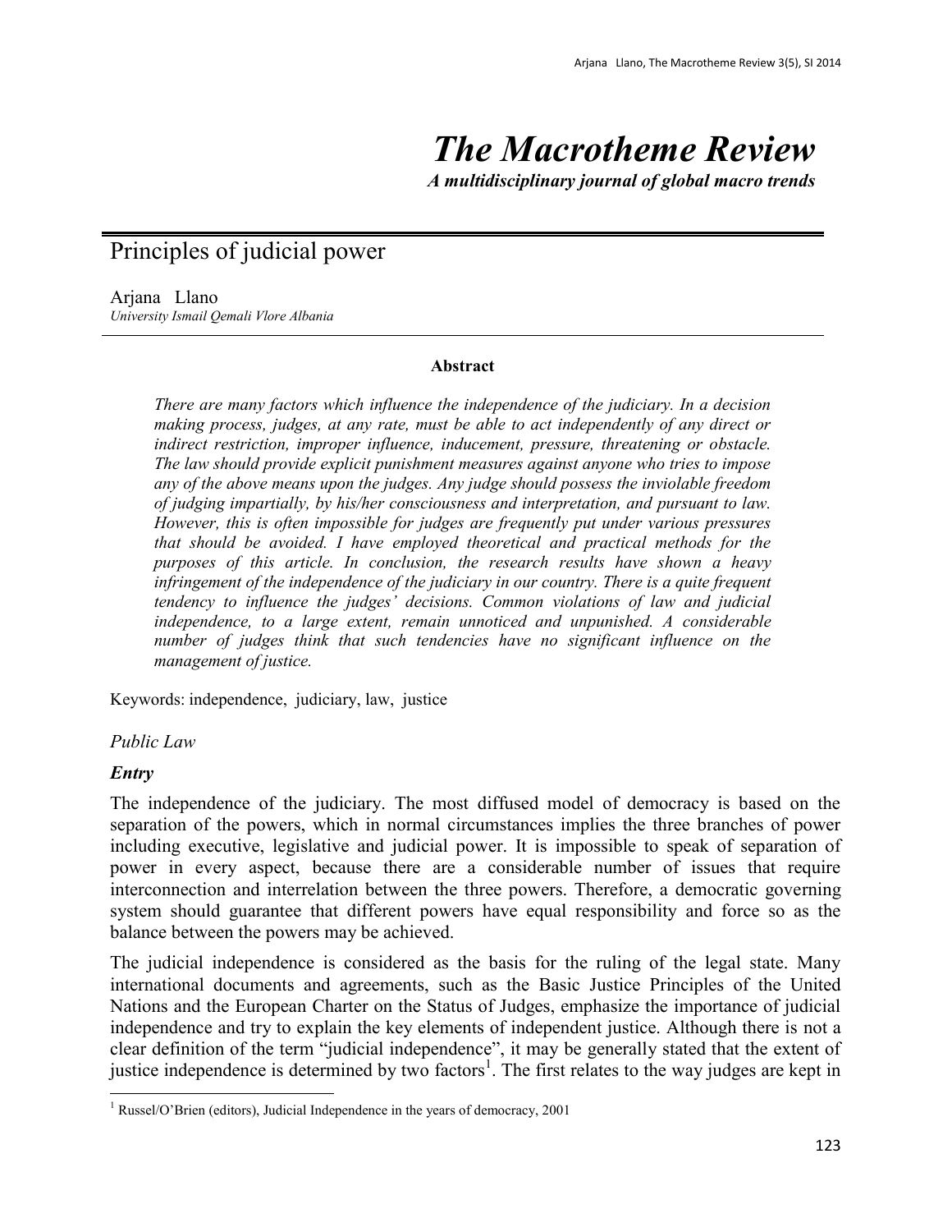# The Macrotheme Review

***A multidisciplinary journal of global macro trends***

## Principles of judicial power

Arjana Llano

*University Ismail Qemali Vlore Albania*

**Abstract**

*There are many factors which influence the independence of the judiciary. In a decision making process, judges, at any rate, must be able to act independently of any direct or indirect restriction, improper influence, inducement, pressure, threatening or obstacle. The law should provide explicit punishment measures against anyone who tries to impose any of the above means upon the judges. Any judge should possess the inviolable freedom of judging impartially, by his/her consciousness and interpretation, and pursuant to law. However, this is often impossible for judges are frequently put under various pressures that should be avoided. I have employed theoretical and practical methods for the purposes of this article. In conclusion, the research results have shown a heavy infringement of the independence of the judiciary in our country. There is a quite frequent tendency to influence the judges' decisions. Common violations of law and judicial independence, to a large extent, remain unnoticed and unpunished. A considerable number of judges think that such tendencies have no significant influence on the management of justice.*

Keywords: independence, judiciary, law, justice

*Public Law*

***Entry***

The independence of the judiciary. The most diffused model of democracy is based on the separation of the powers, which in normal circumstances implies the three branches of power including executive, legislative and judicial power. It is impossible to speak of separation of power in every aspect, because there are a considerable number of issues that require interconnection and interrelation between the three powers. Therefore, a democratic governing system should guarantee that different powers have equal responsibility and force so as the balance between the powers may be achieved.

The judicial independence is considered as the basis for the ruling of the legal state. Many international documents and agreements, such as the Basic Justice Principles of the United Nations and the European Charter on the Status of Judges, emphasize the importance of judicial independence and try to explain the key elements of independent justice. Although there is not a clear definition of the term "judicial independence", it may be generally stated that the extent of justice independence is determined by two factors[1]. The first relates to the way judges are kept in

[1] Russel/O'Brien (editors), Judicial Independence in the years of democracy, 2001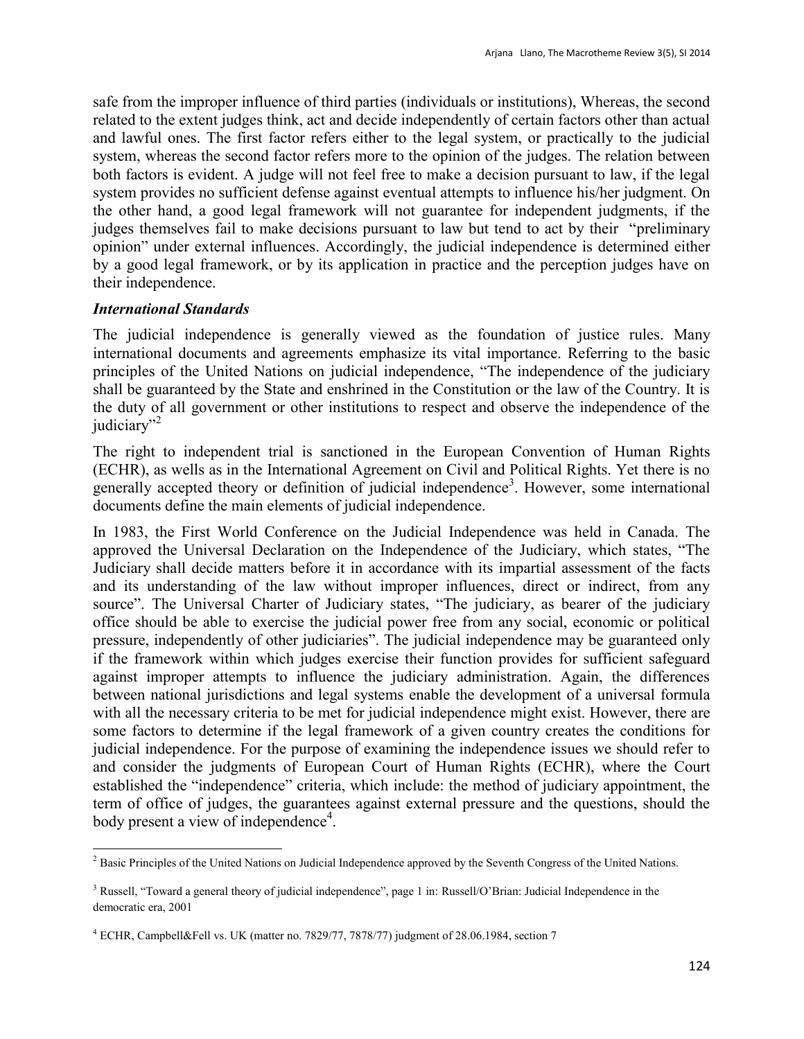safe from the improper influence of third parties (individuals or institutions), Whereas, the second related to the extent judges think, act and decide independently of certain factors other than actual and lawful ones. The first factor refers either to the legal system, or practically to the judicial system, whereas the second factor refers more to the opinion of the judges. The relation between both factors is evident. A judge will not feel free to make a decision pursuant to law, if the legal system provides no sufficient defense against eventual attempts to influence his/her judgment. On the other hand, a good legal framework will not guarantee for independent judgments, if the judges themselves fail to make decisions pursuant to law but tend to act by their "preliminary opinion" under external influences. Accordingly, the judicial independence is determined either by a good legal framework, or by its application in practice and the perception judges have on their independence.

### *International Standards*

The judicial independence is generally viewed as the foundation of justice rules. Many international documents and agreements emphasize its vital importance. Referring to the basic principles of the United Nations on judicial independence, "The independence of the judiciary shall be guaranteed by the State and enshrined in the Constitution or the law of the Country. It is the duty of all government or other institutions to respect and observe the independence of the judiciary"[2]

The right to independent trial is sanctioned in the European Convention of Human Rights (ECHR), as wells as in the International Agreement on Civil and Political Rights. Yet there is no generally accepted theory or definition of judicial independence[3]. However, some international documents define the main elements of judicial independence.

In 1983, the First World Conference on the Judicial Independence was held in Canada. The approved the Universal Declaration on the Independence of the Judiciary, which states, "The Judiciary shall decide matters before it in accordance with its impartial assessment of the facts and its understanding of the law without improper influences, direct or indirect, from any source". The Universal Charter of Judiciary states, "The judiciary, as bearer of the judiciary office should be able to exercise the judicial power free from any social, economic or political pressure, independently of other judiciaries". The judicial independence may be guaranteed only if the framework within which judges exercise their function provides for sufficient safeguard against improper attempts to influence the judiciary administration. Again, the differences between national jurisdictions and legal systems enable the development of a universal formula with all the necessary criteria to be met for judicial independence might exist. However, there are some factors to determine if the legal framework of a given country creates the conditions for judicial independence. For the purpose of examining the independence issues we should refer to and consider the judgments of European Court of Human Rights (ECHR), where the Court established the "independence" criteria, which include: the method of judiciary appointment, the term of office of judges, the guarantees against external pressure and the questions, should the body present a view of independence[4].

---

[2] Basic Principles of the United Nations on Judicial Independence approved by the Seventh Congress of the United Nations.

[3] Russell, "Toward a general theory of judicial independence", page 1 in: Russell/O'Brian: Judicial Independence in the democratic era, 2001

[4] ECHR, Campbell&Fell vs. UK (matter no. 7829/77, 7878/77) judgment of 28.06.1984, section 7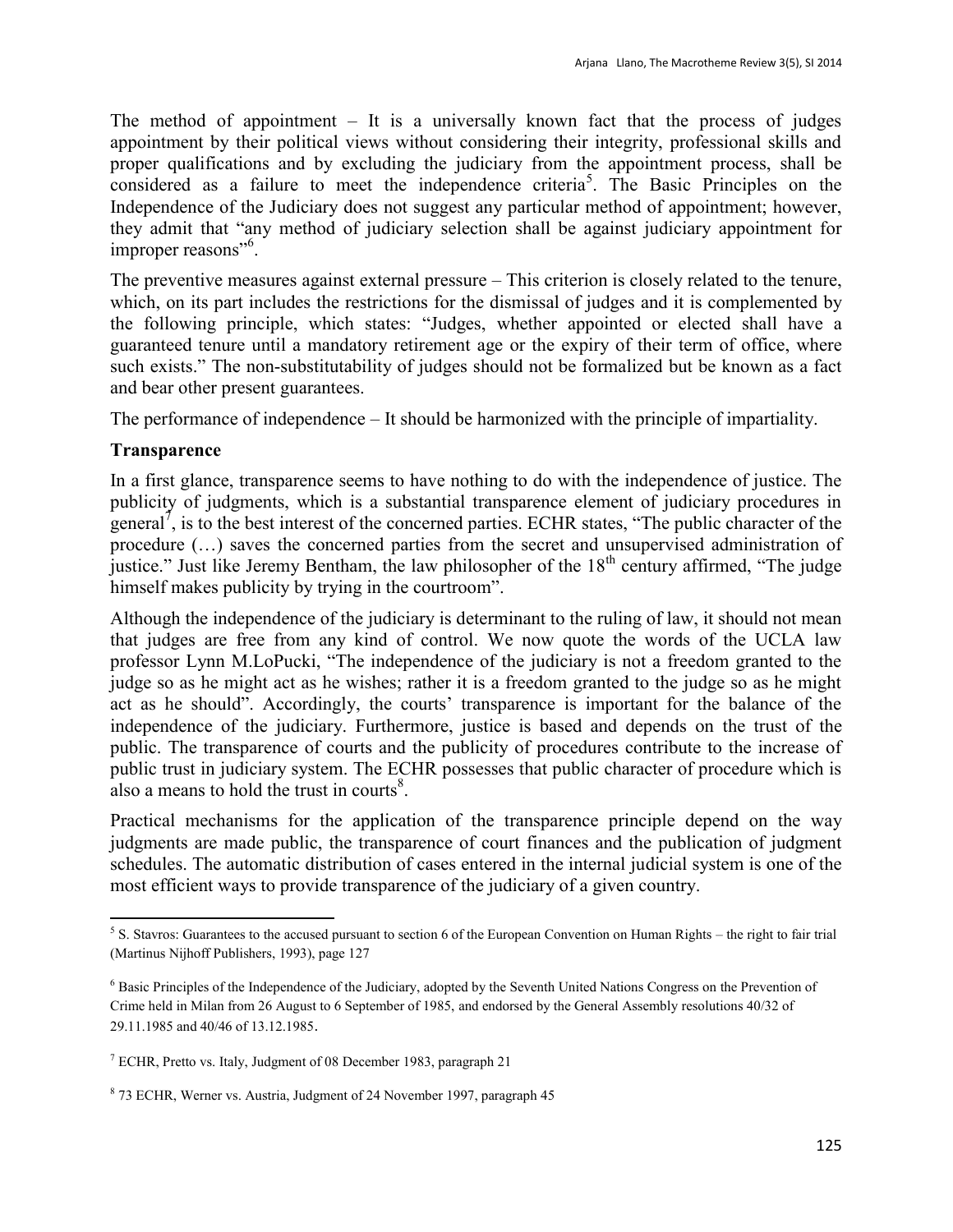The method of appointment – It is a universally known fact that the process of judges appointment by their political views without considering their integrity, professional skills and proper qualifications and by excluding the judiciary from the appointment process, shall be considered as a failure to meet the independence criteria[5]. The Basic Principles on the Independence of the Judiciary does not suggest any particular method of appointment; however, they admit that "any method of judiciary selection shall be against judiciary appointment for improper reasons"[6].

The preventive measures against external pressure – This criterion is closely related to the tenure, which, on its part includes the restrictions for the dismissal of judges and it is complemented by the following principle, which states: "Judges, whether appointed or elected shall have a guaranteed tenure until a mandatory retirement age or the expiry of their term of office, where such exists." The non-substitutability of judges should not be formalized but be known as a fact and bear other present guarantees.

The performance of independence – It should be harmonized with the principle of impartiality.

### Transparence

In a first glance, transparence seems to have nothing to do with the independence of justice. The publicity of judgments, which is a substantial transparence element of judiciary procedures in general[7], is to the best interest of the concerned parties. ECHR states, "The public character of the procedure (…) saves the concerned parties from the secret and unsupervised administration of justice." Just like Jeremy Bentham, the law philosopher of the 18th century affirmed, "The judge himself makes publicity by trying in the courtroom".

Although the independence of the judiciary is determinant to the ruling of law, it should not mean that judges are free from any kind of control. We now quote the words of the UCLA law professor Lynn M.LoPucki, "The independence of the judiciary is not a freedom granted to the judge so as he might act as he wishes; rather it is a freedom granted to the judge so as he might act as he should". Accordingly, the courts' transparence is important for the balance of the independence of the judiciary. Furthermore, justice is based and depends on the trust of the public. The transparence of courts and the publicity of procedures contribute to the increase of public trust in judiciary system. The ECHR possesses that public character of procedure which is also a means to hold the trust in courts[8].

Practical mechanisms for the application of the transparence principle depend on the way judgments are made public, the transparence of court finances and the publication of judgment schedules. The automatic distribution of cases entered in the internal judicial system is one of the most efficient ways to provide transparence of the judiciary of a given country.

---

[5] S. Stavros: Guarantees to the accused pursuant to section 6 of the European Convention on Human Rights – the right to fair trial (Martinus Nijhoff Publishers, 1993), page 127

[6] Basic Principles of the Independence of the Judiciary, adopted by the Seventh United Nations Congress on the Prevention of Crime held in Milan from 26 August to 6 September of 1985, and endorsed by the General Assembly resolutions 40/32 of 29.11.1985 and 40/46 of 13.12.1985.

[7] ECHR, Pretto vs. Italy, Judgment of 08 December 1983, paragraph 21

[8] 73 ECHR, Werner vs. Austria, Judgment of 24 November 1997, paragraph 45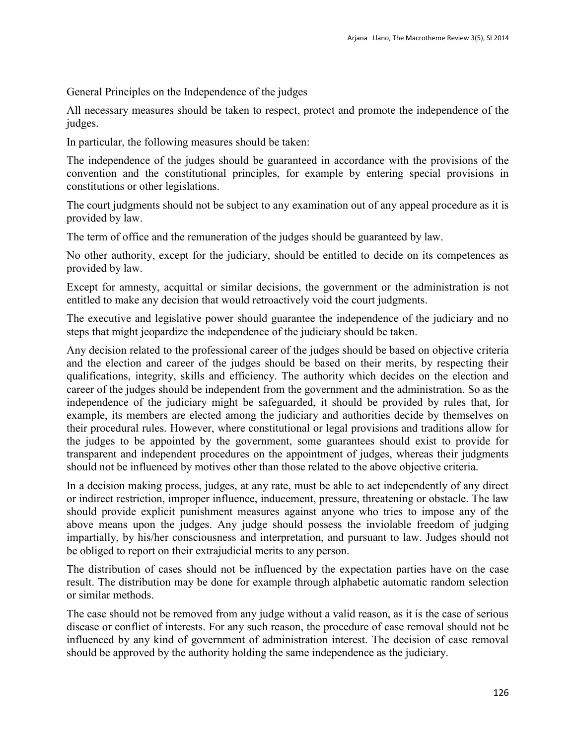General Principles on the Independence of the judges

All necessary measures should be taken to respect, protect and promote the independence of the judges.

In particular, the following measures should be taken:

The independence of the judges should be guaranteed in accordance with the provisions of the convention and the constitutional principles, for example by entering special provisions in constitutions or other legislations.

The court judgments should not be subject to any examination out of any appeal procedure as it is provided by law.

The term of office and the remuneration of the judges should be guaranteed by law.

No other authority, except for the judiciary, should be entitled to decide on its competences as provided by law.

Except for amnesty, acquittal or similar decisions, the government or the administration is not entitled to make any decision that would retroactively void the court judgments.

The executive and legislative power should guarantee the independence of the judiciary and no steps that might jeopardize the independence of the judiciary should be taken.

Any decision related to the professional career of the judges should be based on objective criteria and the election and career of the judges should be based on their merits, by respecting their qualifications, integrity, skills and efficiency. The authority which decides on the election and career of the judges should be independent from the government and the administration. So as the independence of the judiciary might be safeguarded, it should be provided by rules that, for example, its members are elected among the judiciary and authorities decide by themselves on their procedural rules. However, where constitutional or legal provisions and traditions allow for the judges to be appointed by the government, some guarantees should exist to provide for transparent and independent procedures on the appointment of judges, whereas their judgments should not be influenced by motives other than those related to the above objective criteria.

In a decision making process, judges, at any rate, must be able to act independently of any direct or indirect restriction, improper influence, inducement, pressure, threatening or obstacle. The law should provide explicit punishment measures against anyone who tries to impose any of the above means upon the judges. Any judge should possess the inviolable freedom of judging impartially, by his/her consciousness and interpretation, and pursuant to law. Judges should not be obliged to report on their extrajudicial merits to any person.

The distribution of cases should not be influenced by the expectation parties have on the case result. The distribution may be done for example through alphabetic automatic random selection or similar methods.

The case should not be removed from any judge without a valid reason, as it is the case of serious disease or conflict of interests. For any such reason, the procedure of case removal should not be influenced by any kind of government of administration interest. The decision of case removal should be approved by the authority holding the same independence as the judiciary.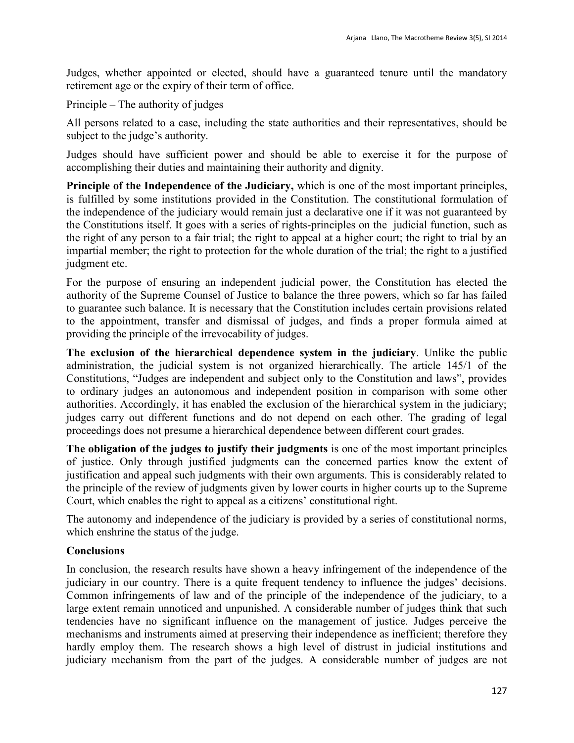Judges, whether appointed or elected, should have a guaranteed tenure until the mandatory retirement age or the expiry of their term of office.

Principle – The authority of judges

All persons related to a case, including the state authorities and their representatives, should be subject to the judge's authority.

Judges should have sufficient power and should be able to exercise it for the purpose of accomplishing their duties and maintaining their authority and dignity.

**Principle of the Independence of the Judiciary,** which is one of the most important principles, is fulfilled by some institutions provided in the Constitution. The constitutional formulation of the independence of the judiciary would remain just a declarative one if it was not guaranteed by the Constitutions itself. It goes with a series of rights-principles on the judicial function, such as the right of any person to a fair trial; the right to appeal at a higher court; the right to trial by an impartial member; the right to protection for the whole duration of the trial; the right to a justified judgment etc.

For the purpose of ensuring an independent judicial power, the Constitution has elected the authority of the Supreme Counsel of Justice to balance the three powers, which so far has failed to guarantee such balance. It is necessary that the Constitution includes certain provisions related to the appointment, transfer and dismissal of judges, and finds a proper formula aimed at providing the principle of the irrevocability of judges.

**The exclusion of the hierarchical dependence system in the judiciary**. Unlike the public administration, the judicial system is not organized hierarchically. The article 145/1 of the Constitutions, "Judges are independent and subject only to the Constitution and laws", provides to ordinary judges an autonomous and independent position in comparison with some other authorities. Accordingly, it has enabled the exclusion of the hierarchical system in the judiciary; judges carry out different functions and do not depend on each other. The grading of legal proceedings does not presume a hierarchical dependence between different court grades.

**The obligation of the judges to justify their judgments** is one of the most important principles of justice. Only through justified judgments can the concerned parties know the extent of justification and appeal such judgments with their own arguments. This is considerably related to the principle of the review of judgments given by lower courts in higher courts up to the Supreme Court, which enables the right to appeal as a citizens' constitutional right.

The autonomy and independence of the judiciary is provided by a series of constitutional norms, which enshrine the status of the judge.

## Conclusions

In conclusion, the research results have shown a heavy infringement of the independence of the judiciary in our country. There is a quite frequent tendency to influence the judges' decisions. Common infringements of law and of the principle of the independence of the judiciary, to a large extent remain unnoticed and unpunished. A considerable number of judges think that such tendencies have no significant influence on the management of justice. Judges perceive the mechanisms and instruments aimed at preserving their independence as inefficient; therefore they hardly employ them. The research shows a high level of distrust in judicial institutions and judiciary mechanism from the part of the judges. A considerable number of judges are not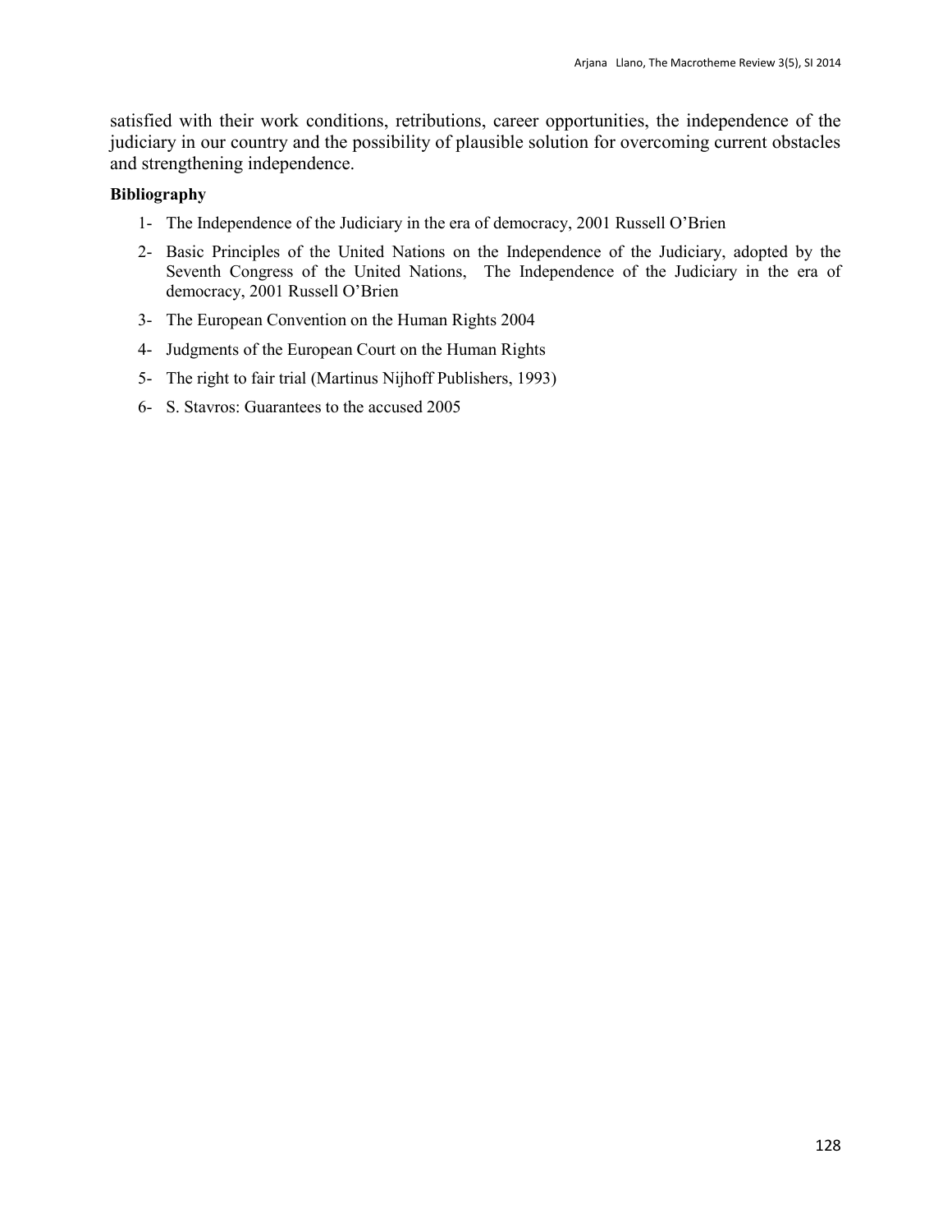satisfied with their work conditions, retributions, career opportunities, the independence of the judiciary in our country and the possibility of plausible solution for overcoming current obstacles and strengthening independence.

**Bibliography**

1- The Independence of the Judiciary in the era of democracy, 2001 Russell O'Brien

2- Basic Principles of the United Nations on the Independence of the Judiciary, adopted by the Seventh Congress of the United Nations, The Independence of the Judiciary in the era of democracy, 2001 Russell O'Brien

3- The European Convention on the Human Rights 2004

4- Judgments of the European Court on the Human Rights

5- The right to fair trial (Martinus Nijhoff Publishers, 1993)

6- S. Stavros: Guarantees to the accused 2005